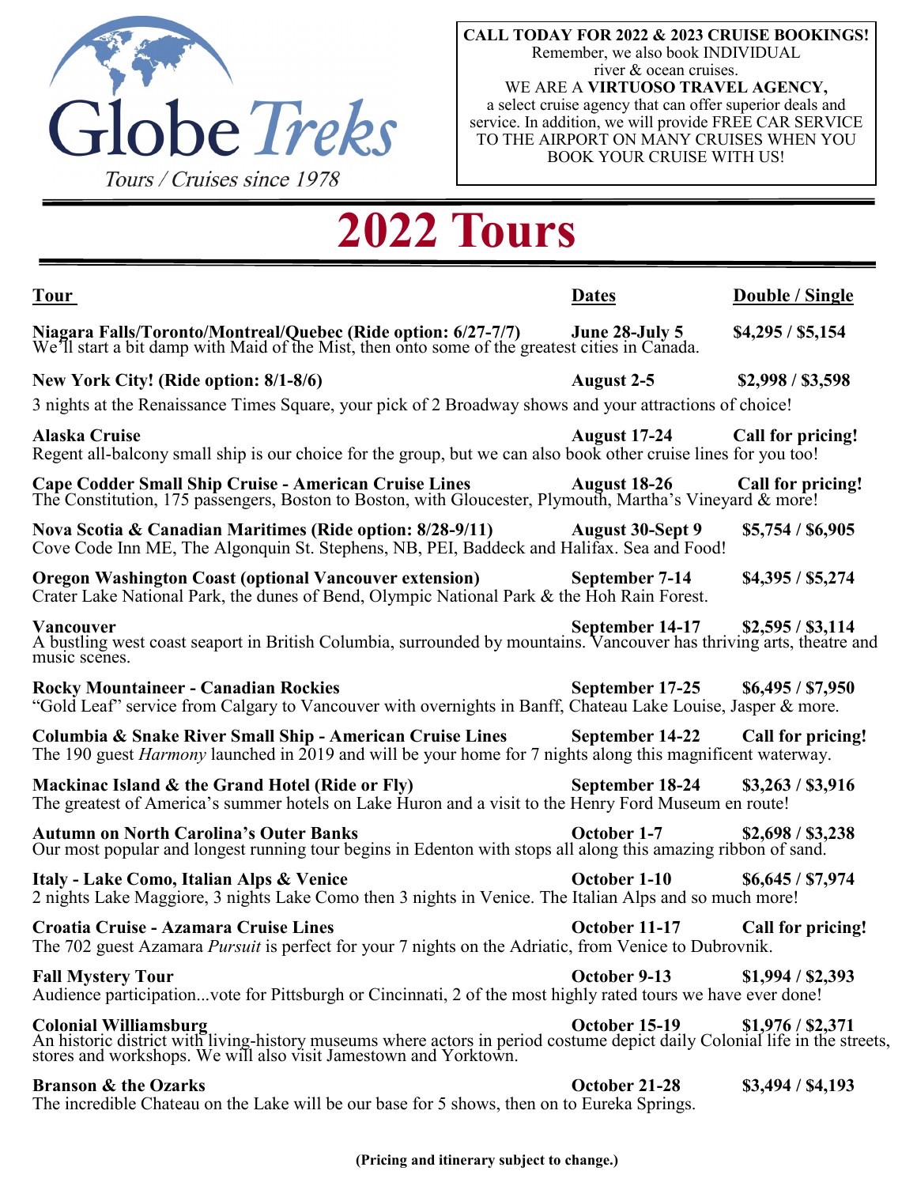Globe *Treks*

*Tours / Cruises since 1978*

**CALL TODAY FOR 2022 & 2023 CRUISE BOOKINGS!**
Remember, we also book INDIVIDUAL river & ocean cruises.
WE ARE A **VIRTUOSO TRAVEL AGENCY,** a select cruise agency that can offer superior deals and service. In addition, we will provide FREE CAR SERVICE TO THE AIRPORT ON MANY CRUISES WHEN YOU BOOK YOUR CRUISE WITH US!

# 2022 Tours

| Tour | Dates | Double / Single |
|---|---|---|
| **Niagara Falls/Toronto/Montreal/Quebec (Ride option: 6/27-7/7)**<br>We'll start a bit damp with Maid of the Mist, then onto some of the greatest cities in Canada. | **June 28-July 5** | **$4,295 / $5,154** |
| **New York City! (Ride option: 8/1-8/6)**<br>3 nights at the Renaissance Times Square, your pick of 2 Broadway shows and your attractions of choice! | **August 2-5** | **$2,998 / $3,598** |
| **Alaska Cruise**<br>Regent all-balcony small ship is our choice for the group, but we can also book other cruise lines for you too! | **August 17-24** | **Call for pricing!** |
| **Cape Codder Small Ship Cruise - American Cruise Lines**<br>The Constitution, 175 passengers, Boston to Boston, with Gloucester, Plymouth, Martha's Vineyard & more! | **August 18-26** | **Call for pricing!** |
| **Nova Scotia & Canadian Maritimes (Ride option: 8/28-9/11)**<br>Cove Code Inn ME, The Algonquin St. Stephens, NB, PEI, Baddeck and Halifax. Sea and Food! | **August 30-Sept 9** | **$5,754 / $6,905** |
| **Oregon Washington Coast (optional Vancouver extension)**<br>Crater Lake National Park, the dunes of Bend, Olympic National Park & the Hoh Rain Forest. | **September 7-14** | **$4,395 / $5,274** |
| **Vancouver**<br>A bustling west coast seaport in British Columbia, surrounded by mountains. Vancouver has thriving arts, theatre and music scenes. | **September 14-17** | **$2,595 / $3,114** |
| **Rocky Mountaineer - Canadian Rockies**<br>"Gold Leaf" service from Calgary to Vancouver with overnights in Banff, Chateau Lake Louise, Jasper & more. | **September 17-25** | **$6,495 / $7,950** |
| **Columbia & Snake River Small Ship - American Cruise Lines**<br>The 190 guest *Harmony* launched in 2019 and will be your home for 7 nights along this magnificent waterway. | **September 14-22** | **Call for pricing!** |
| **Mackinac Island & the Grand Hotel (Ride or Fly)**<br>The greatest of America's summer hotels on Lake Huron and a visit to the Henry Ford Museum en route! | **September 18-24** | **$3,263 / $3,916** |
| **Autumn on North Carolina's Outer Banks**<br>Our most popular and longest running tour begins in Edenton with stops all along this amazing ribbon of sand. | **October 1-7** | **$2,698 / $3,238** |
| **Italy - Lake Como, Italian Alps & Venice**<br>2 nights Lake Maggiore, 3 nights Lake Como then 3 nights in Venice. The Italian Alps and so much more! | **October 1-10** | **$6,645 / $7,974** |
| **Croatia Cruise - Azamara Cruise Lines**<br>The 702 guest Azamara *Pursuit* is perfect for your 7 nights on the Adriatic, from Venice to Dubrovnik. | **October 11-17** | **Call for pricing!** |
| **Fall Mystery Tour**<br>Audience participation...vote for Pittsburgh or Cincinnati, 2 of the most highly rated tours we have ever done! | **October 9-13** | **$1,994 / $2,393** |
| **Colonial Williamsburg**<br>An historic district with living-history museums where actors in period costume depict daily Colonial life in the streets, stores and workshops. We will also visit Jamestown and Yorktown. | **October 15-19** | **$1,976 / $2,371** |
| **Branson & the Ozarks**<br>The incredible Chateau on the Lake will be our base for 5 shows, then on to Eureka Springs. | **October 21-28** | **$3,494 / $4,193** |

**(Pricing and itinerary subject to change.)**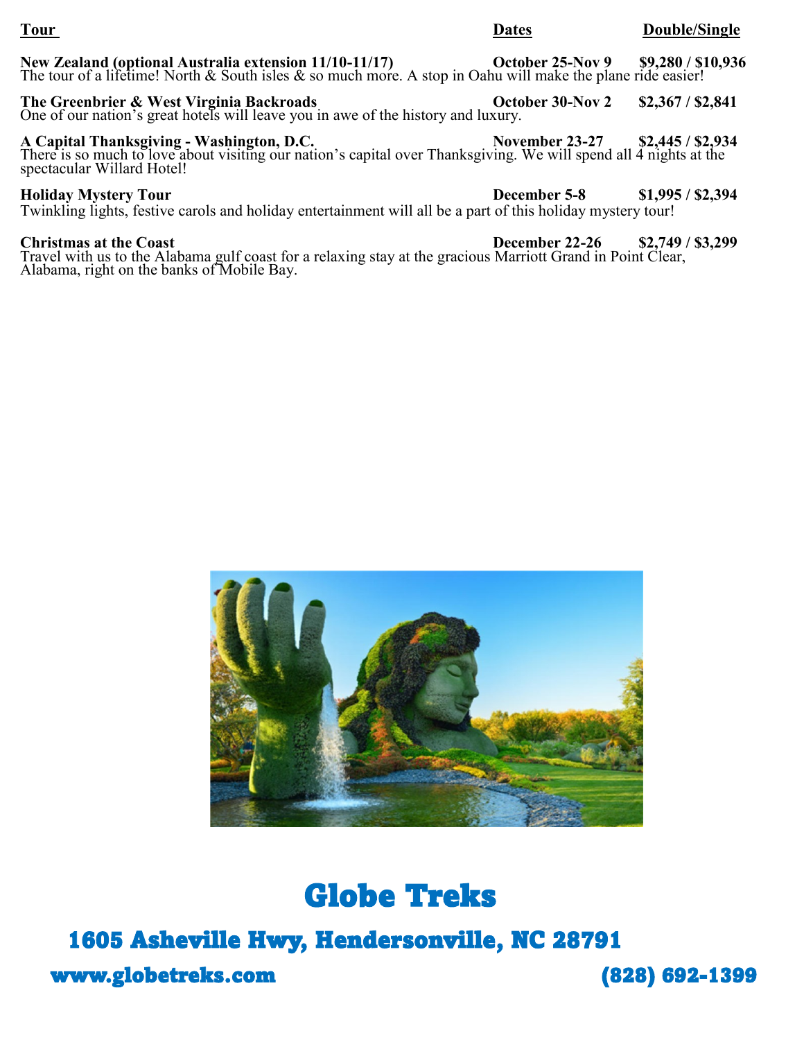| Tour | Dates | Double/Single |
|---|---|---|
| **New Zealand (optional Australia extension 11/10-11/17)**<br>The tour of a lifetime! North & South isles & so much more. A stop in Oahu will make the plane ride easier! | **October 25-Nov 9** | **$9,280 / $10,936** |
| **The Greenbrier & West Virginia Backroads**<br>One of our nation's great hotels will leave you in awe of the history and luxury. | **October 30-Nov 2** | **$2,367 / $2,841** |
| **A Capital Thanksgiving - Washington, D.C.**<br>There is so much to love about visiting our nation's capital over Thanksgiving. We will spend all 4 nights at the spectacular Willard Hotel! | **November 23-27** | **$2,445 / $2,934** |
| **Holiday Mystery Tour**<br>Twinkling lights, festive carols and holiday entertainment will all be a part of this holiday mystery tour! | **December 5-8** | **$1,995 / $2,394** |
| **Christmas at the Coast**<br>Travel with us to the Alabama gulf coast for a relaxing stay at the gracious Marriott Grand in Point Clear, Alabama, right on the banks of Mobile Bay. | **December 22-26** | **$2,749 / $3,299** |

# Globe Treks

## 1605 Asheville Hwy, Hendersonville, NC 28791

**www.globetreks.com** **(828) 692-1399**